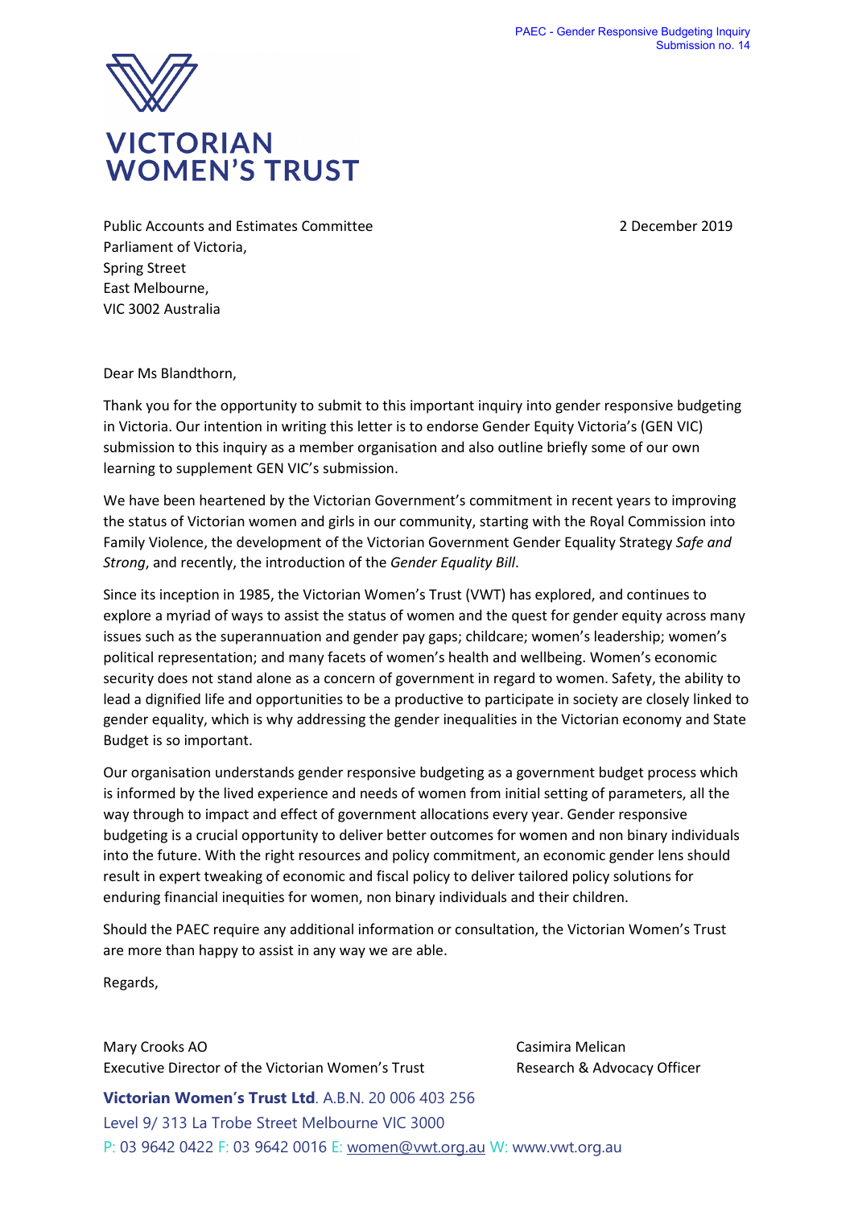PAEC - Gender Responsive Budgeting Inquiry
Submission no. 14

**VICTORIAN WOMEN'S TRUST**

Public Accounts and Estimates Committee
Parliament of Victoria,
Spring Street
East Melbourne,
VIC 3002 Australia

2 December 2019

Dear Ms Blandthorn,

Thank you for the opportunity to submit to this important inquiry into gender responsive budgeting in Victoria. Our intention in writing this letter is to endorse Gender Equity Victoria's (GEN VIC) submission to this inquiry as a member organisation and also outline briefly some of our own learning to supplement GEN VIC's submission.

We have been heartened by the Victorian Government's commitment in recent years to improving the status of Victorian women and girls in our community, starting with the Royal Commission into Family Violence, the development of the Victorian Government Gender Equality Strategy *Safe and Strong*, and recently, the introduction of the *Gender Equality Bill*.

Since its inception in 1985, the Victorian Women's Trust (VWT) has explored, and continues to explore a myriad of ways to assist the status of women and the quest for gender equity across many issues such as the superannuation and gender pay gaps; childcare; women's leadership; women's political representation; and many facets of women's health and wellbeing. Women's economic security does not stand alone as a concern of government in regard to women. Safety, the ability to lead a dignified life and opportunities to be a productive to participate in society are closely linked to gender equality, which is why addressing the gender inequalities in the Victorian economy and State Budget is so important.

Our organisation understands gender responsive budgeting as a government budget process which is informed by the lived experience and needs of women from initial setting of parameters, all the way through to impact and effect of government allocations every year. Gender responsive budgeting is a crucial opportunity to deliver better outcomes for women and non binary individuals into the future. With the right resources and policy commitment, an economic gender lens should result in expert tweaking of economic and fiscal policy to deliver tailored policy solutions for enduring financial inequities for women, non binary individuals and their children.

Should the PAEC require any additional information or consultation, the Victorian Women's Trust are more than happy to assist in any way we are able.

Regards,

Mary Crooks AO
Executive Director of the Victorian Women's Trust

Casimira Melican
Research & Advocacy Officer

**Victorian Women's Trust Ltd**. A.B.N. 20 006 403 256
Level 9/ 313 La Trobe Street Melbourne VIC 3000
P: 03 9642 0422 F: 03 9642 0016 E: women@vwt.org.au W: www.vwt.org.au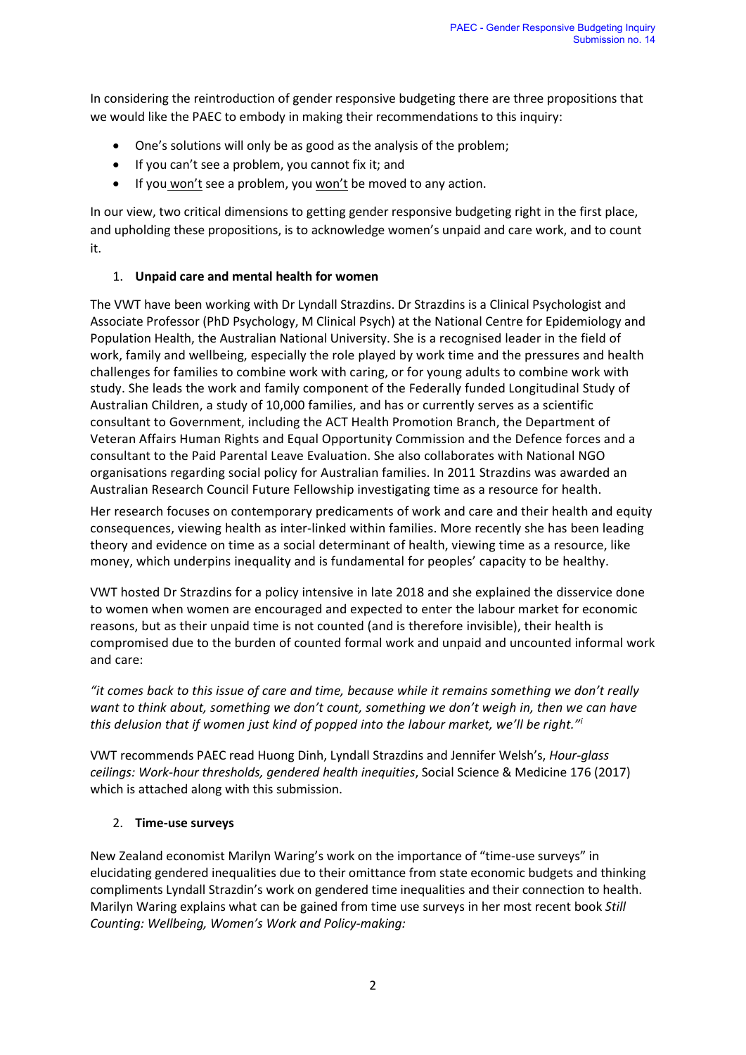In considering the reintroduction of gender responsive budgeting there are three propositions that we would like the PAEC to embody in making their recommendations to this inquiry:

- One's solutions will only be as good as the analysis of the problem;
- If you can't see a problem, you cannot fix it; and
- If you won't see a problem, you won't be moved to any action.

In our view, two critical dimensions to getting gender responsive budgeting right in the first place, and upholding these propositions, is to acknowledge women's unpaid and care work, and to count it.

1. **Unpaid care and mental health for women**

The VWT have been working with Dr Lyndall Strazdins. Dr Strazdins is a Clinical Psychologist and Associate Professor (PhD Psychology, M Clinical Psych) at the National Centre for Epidemiology and Population Health, the Australian National University. She is a recognised leader in the field of work, family and wellbeing, especially the role played by work time and the pressures and health challenges for families to combine work with caring, or for young adults to combine work with study. She leads the work and family component of the Federally funded Longitudinal Study of Australian Children, a study of 10,000 families, and has or currently serves as a scientific consultant to Government, including the ACT Health Promotion Branch, the Department of Veteran Affairs Human Rights and Equal Opportunity Commission and the Defence forces and a consultant to the Paid Parental Leave Evaluation. She also collaborates with National NGO organisations regarding social policy for Australian families. In 2011 Strazdins was awarded an Australian Research Council Future Fellowship investigating time as a resource for health.

Her research focuses on contemporary predicaments of work and care and their health and equity consequences, viewing health as inter-linked within families. More recently she has been leading theory and evidence on time as a social determinant of health, viewing time as a resource, like money, which underpins inequality and is fundamental for peoples' capacity to be healthy.

VWT hosted Dr Strazdins for a policy intensive in late 2018 and she explained the disservice done to women when women are encouraged and expected to enter the labour market for economic reasons, but as their unpaid time is not counted (and is therefore invisible), their health is compromised due to the burden of counted formal work and unpaid and uncounted informal work and care:

*"it comes back to this issue of care and time, because while it remains something we don't really want to think about, something we don't count, something we don't weigh in, then we can have this delusion that if women just kind of popped into the labour market, we'll be right."*[i]

VWT recommends PAEC read Huong Dinh, Lyndall Strazdins and Jennifer Welsh's, *Hour-glass ceilings: Work-hour thresholds, gendered health inequities*, Social Science & Medicine 176 (2017) which is attached along with this submission.

2. **Time-use surveys**

New Zealand economist Marilyn Waring's work on the importance of "time-use surveys" in elucidating gendered inequalities due to their omittance from state economic budgets and thinking compliments Lyndall Strazdin's work on gendered time inequalities and their connection to health. Marilyn Waring explains what can be gained from time use surveys in her most recent book *Still Counting: Wellbeing, Women's Work and Policy-making:*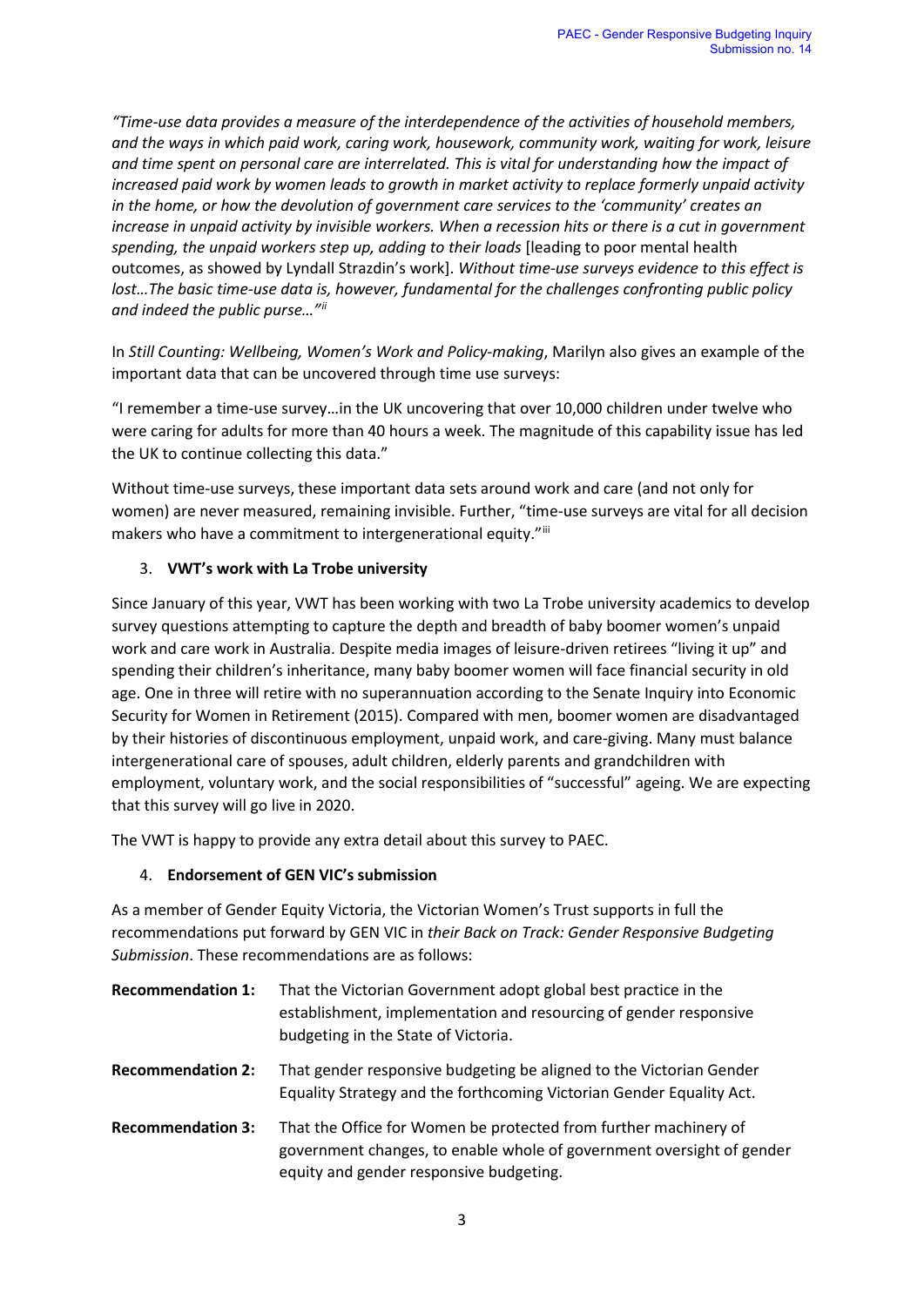*"Time-use data provides a measure of the interdependence of the activities of household members, and the ways in which paid work, caring work, housework, community work, waiting for work, leisure and time spent on personal care are interrelated. This is vital for understanding how the impact of increased paid work by women leads to growth in market activity to replace formerly unpaid activity in the home, or how the devolution of government care services to the 'community' creates an increase in unpaid activity by invisible workers. When a recession hits or there is a cut in government spending, the unpaid workers step up, adding to their loads* [leading to poor mental health outcomes, as showed by Lyndall Strazdin's work]. *Without time-use surveys evidence to this effect is lost…The basic time-use data is, however, fundamental for the challenges confronting public policy and indeed the public purse…"*[ii]

In *Still Counting: Wellbeing, Women's Work and Policy-making*, Marilyn also gives an example of the important data that can be uncovered through time use surveys:

"I remember a time-use survey…in the UK uncovering that over 10,000 children under twelve who were caring for adults for more than 40 hours a week. The magnitude of this capability issue has led the UK to continue collecting this data."

Without time-use surveys, these important data sets around work and care (and not only for women) are never measured, remaining invisible. Further, "time-use surveys are vital for all decision makers who have a commitment to intergenerational equity."[iii]

3. **VWT's work with La Trobe university**

Since January of this year, VWT has been working with two La Trobe university academics to develop survey questions attempting to capture the depth and breadth of baby boomer women's unpaid work and care work in Australia. Despite media images of leisure-driven retirees "living it up" and spending their children's inheritance, many baby boomer women will face financial security in old age. One in three will retire with no superannuation according to the Senate Inquiry into Economic Security for Women in Retirement (2015). Compared with men, boomer women are disadvantaged by their histories of discontinuous employment, unpaid work, and care-giving. Many must balance intergenerational care of spouses, adult children, elderly parents and grandchildren with employment, voluntary work, and the social responsibilities of "successful" ageing. We are expecting that this survey will go live in 2020.

The VWT is happy to provide any extra detail about this survey to PAEC.

4. **Endorsement of GEN VIC's submission**

As a member of Gender Equity Victoria, the Victorian Women's Trust supports in full the recommendations put forward by GEN VIC in *their Back on Track: Gender Responsive Budgeting Submission*. These recommendations are as follows:

**Recommendation 1:** That the Victorian Government adopt global best practice in the establishment, implementation and resourcing of gender responsive budgeting in the State of Victoria.

**Recommendation 2:** That gender responsive budgeting be aligned to the Victorian Gender Equality Strategy and the forthcoming Victorian Gender Equality Act.

**Recommendation 3:** That the Office for Women be protected from further machinery of government changes, to enable whole of government oversight of gender equity and gender responsive budgeting.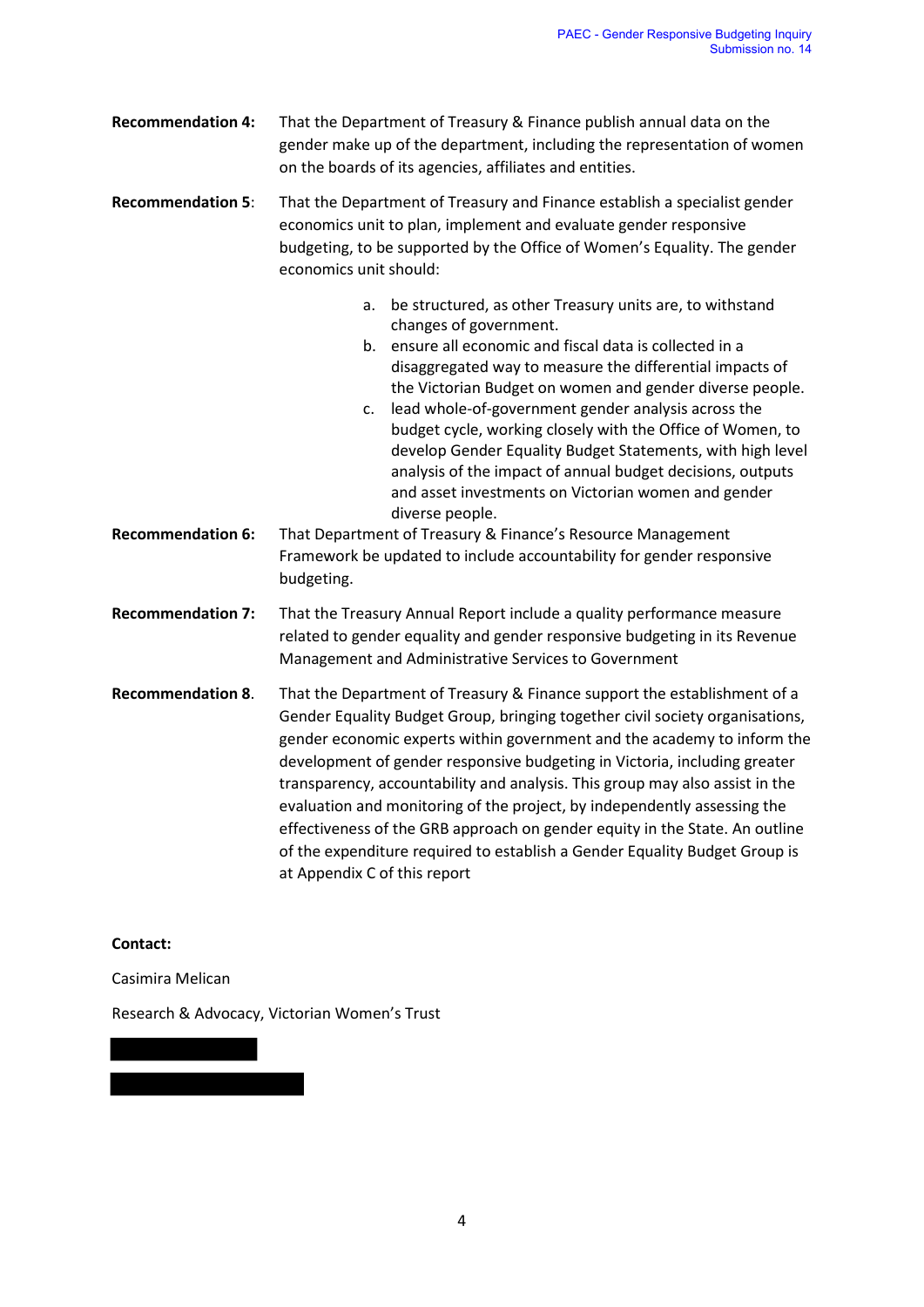**Recommendation 4:** That the Department of Treasury & Finance publish annual data on the gender make up of the department, including the representation of women on the boards of its agencies, affiliates and entities.

**Recommendation 5**: That the Department of Treasury and Finance establish a specialist gender economics unit to plan, implement and evaluate gender responsive budgeting, to be supported by the Office of Women's Equality. The gender economics unit should:

a. be structured, as other Treasury units are, to withstand changes of government.
b. ensure all economic and fiscal data is collected in a disaggregated way to measure the differential impacts of the Victorian Budget on women and gender diverse people.
c. lead whole-of-government gender analysis across the budget cycle, working closely with the Office of Women, to develop Gender Equality Budget Statements, with high level analysis of the impact of annual budget decisions, outputs and asset investments on Victorian women and gender diverse people.

**Recommendation 6:** That Department of Treasury & Finance's Resource Management Framework be updated to include accountability for gender responsive budgeting.

**Recommendation 7:** That the Treasury Annual Report include a quality performance measure related to gender equality and gender responsive budgeting in its Revenue Management and Administrative Services to Government

**Recommendation 8**. That the Department of Treasury & Finance support the establishment of a Gender Equality Budget Group, bringing together civil society organisations, gender economic experts within government and the academy to inform the development of gender responsive budgeting in Victoria, including greater transparency, accountability and analysis. This group may also assist in the evaluation and monitoring of the project, by independently assessing the effectiveness of the GRB approach on gender equity in the State. An outline of the expenditure required to establish a Gender Equality Budget Group is at Appendix C of this report

**Contact:**

Casimira Melican

Research & Advocacy, Victorian Women's Trust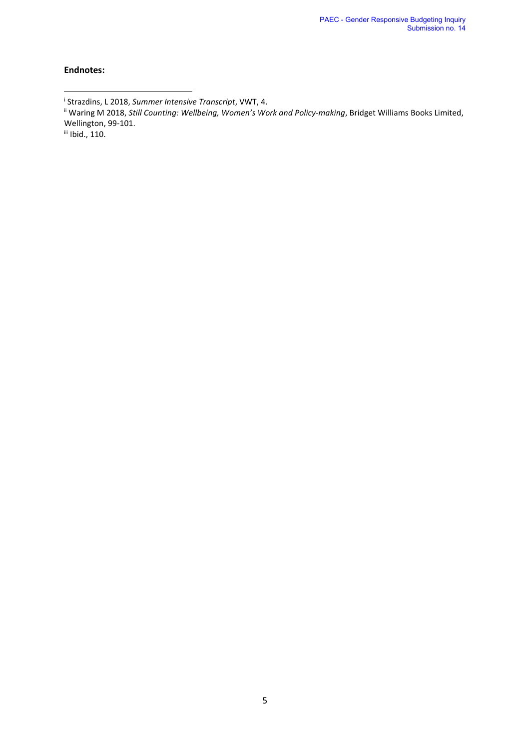**Endnotes:**

[i] Strazdins, L 2018, *Summer Intensive Transcript*, VWT, 4.

[ii] Waring M 2018, *Still Counting: Wellbeing, Women's Work and Policy-making*, Bridget Williams Books Limited, Wellington, 99-101.

[iii] Ibid., 110.